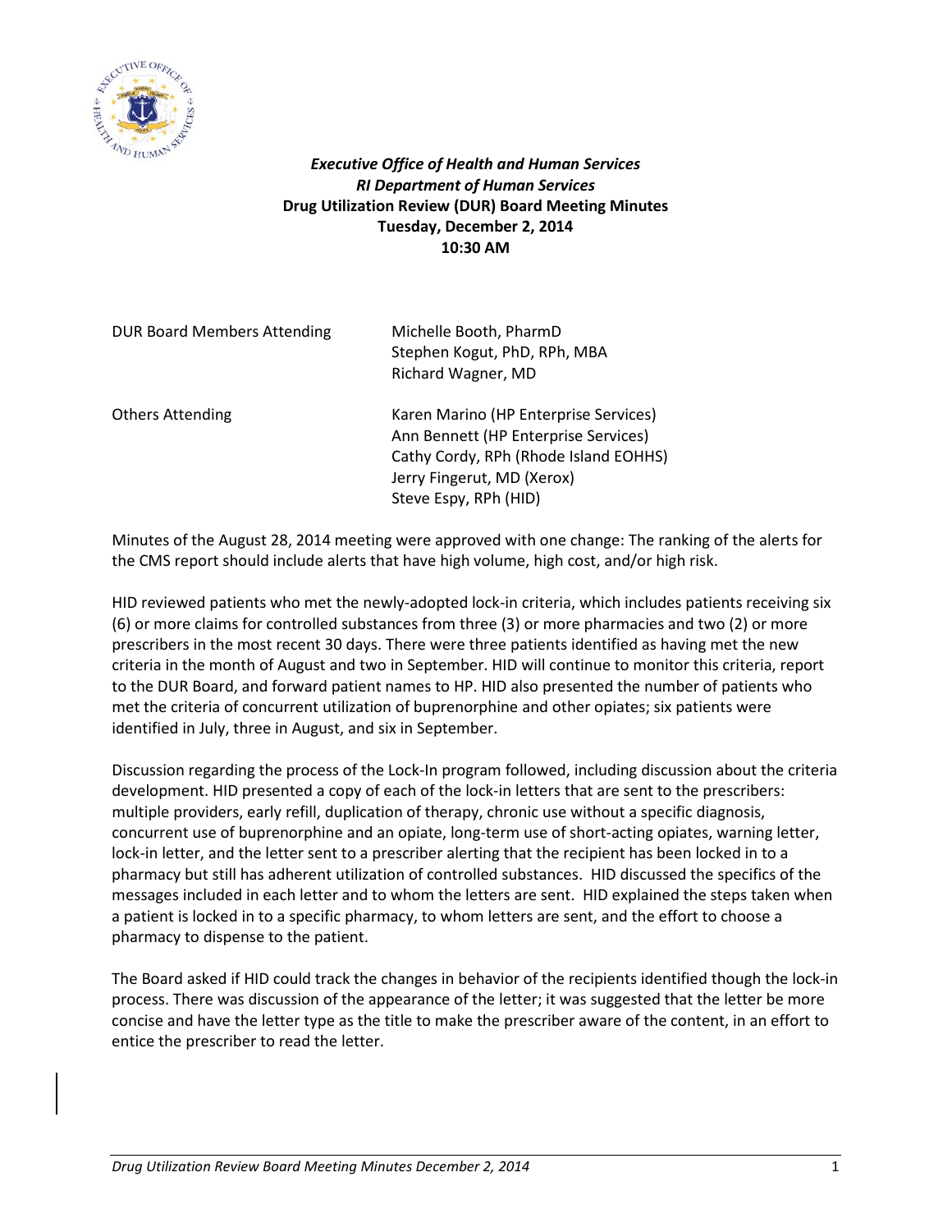***Executive Office of Health and Human Services***
***RI Department of Human Services***
**Drug Utilization Review (DUR) Board Meeting Minutes**
**Tuesday, December 2, 2014**
**10:30 AM**

| | |
|---|---|
| DUR Board Members Attending | Michelle Booth, PharmD<br>Stephen Kogut, PhD, RPh, MBA<br>Richard Wagner, MD |
| Others Attending | Karen Marino (HP Enterprise Services)<br>Ann Bennett (HP Enterprise Services)<br>Cathy Cordy, RPh (Rhode Island EOHHS)<br>Jerry Fingerut, MD (Xerox)<br>Steve Espy, RPh (HID) |

Minutes of the August 28, 2014 meeting were approved with one change: The ranking of the alerts for the CMS report should include alerts that have high volume, high cost, and/or high risk.

HID reviewed patients who met the newly-adopted lock-in criteria, which includes patients receiving six (6) or more claims for controlled substances from three (3) or more pharmacies and two (2) or more prescribers in the most recent 30 days. There were three patients identified as having met the new criteria in the month of August and two in September. HID will continue to monitor this criteria, report to the DUR Board, and forward patient names to HP. HID also presented the number of patients who met the criteria of concurrent utilization of buprenorphine and other opiates; six patients were identified in July, three in August, and six in September.

Discussion regarding the process of the Lock-In program followed, including discussion about the criteria development. HID presented a copy of each of the lock-in letters that are sent to the prescribers: multiple providers, early refill, duplication of therapy, chronic use without a specific diagnosis, concurrent use of buprenorphine and an opiate, long-term use of short-acting opiates, warning letter, lock-in letter, and the letter sent to a prescriber alerting that the recipient has been locked in to a pharmacy but still has adherent utilization of controlled substances. HID discussed the specifics of the messages included in each letter and to whom the letters are sent. HID explained the steps taken when a patient is locked in to a specific pharmacy, to whom letters are sent, and the effort to choose a pharmacy to dispense to the patient.

The Board asked if HID could track the changes in behavior of the recipients identified though the lock-in process. There was discussion of the appearance of the letter; it was suggested that the letter be more concise and have the letter type as the title to make the prescriber aware of the content, in an effort to entice the prescriber to read the letter.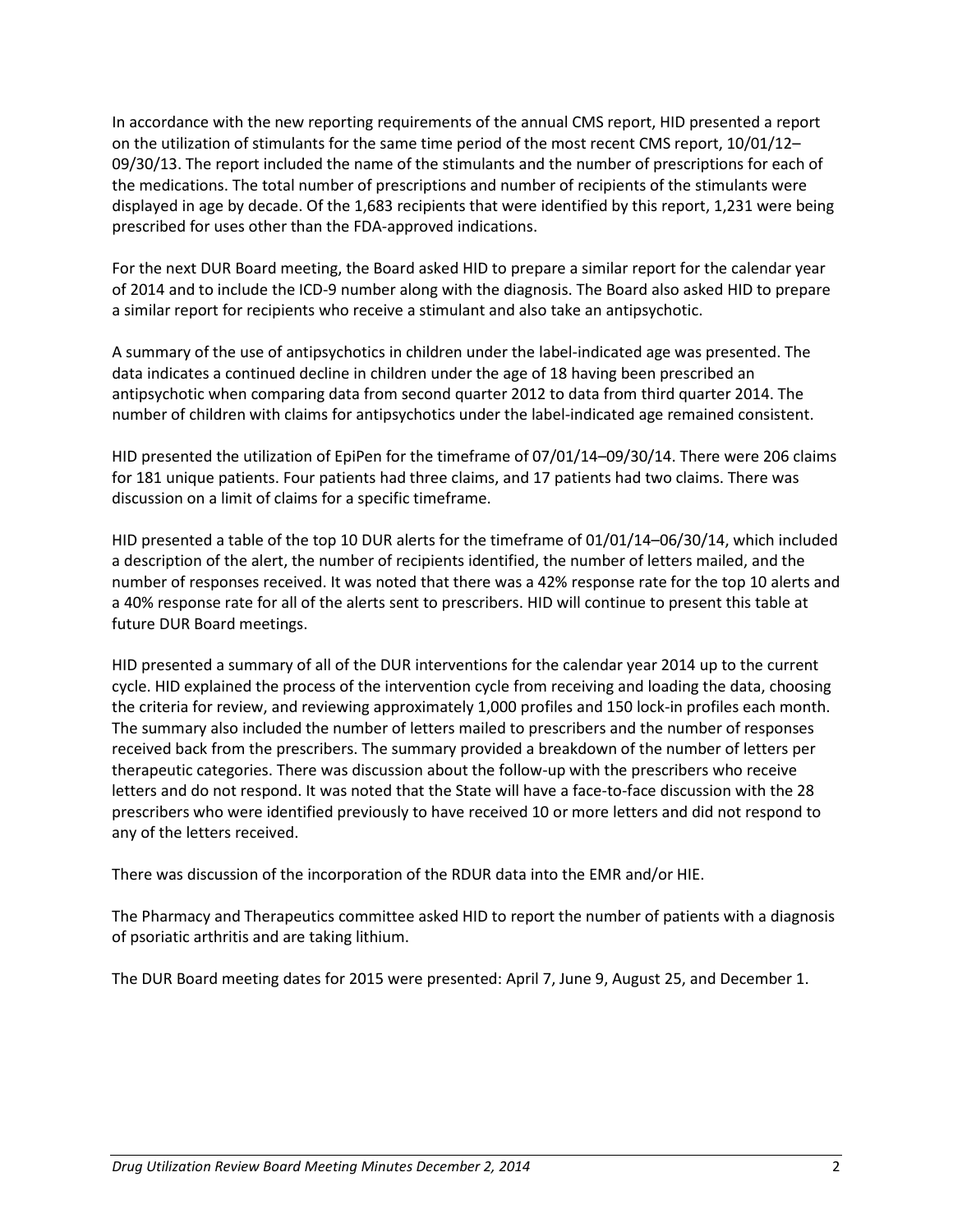In accordance with the new reporting requirements of the annual CMS report, HID presented a report on the utilization of stimulants for the same time period of the most recent CMS report, 10/01/12–09/30/13. The report included the name of the stimulants and the number of prescriptions for each of the medications. The total number of prescriptions and number of recipients of the stimulants were displayed in age by decade. Of the 1,683 recipients that were identified by this report, 1,231 were being prescribed for uses other than the FDA-approved indications.

For the next DUR Board meeting, the Board asked HID to prepare a similar report for the calendar year of 2014 and to include the ICD-9 number along with the diagnosis. The Board also asked HID to prepare a similar report for recipients who receive a stimulant and also take an antipsychotic.

A summary of the use of antipsychotics in children under the label-indicated age was presented. The data indicates a continued decline in children under the age of 18 having been prescribed an antipsychotic when comparing data from second quarter 2012 to data from third quarter 2014. The number of children with claims for antipsychotics under the label-indicated age remained consistent.

HID presented the utilization of EpiPen for the timeframe of 07/01/14–09/30/14. There were 206 claims for 181 unique patients. Four patients had three claims, and 17 patients had two claims. There was discussion on a limit of claims for a specific timeframe.

HID presented a table of the top 10 DUR alerts for the timeframe of 01/01/14–06/30/14, which included a description of the alert, the number of recipients identified, the number of letters mailed, and the number of responses received. It was noted that there was a 42% response rate for the top 10 alerts and a 40% response rate for all of the alerts sent to prescribers. HID will continue to present this table at future DUR Board meetings.

HID presented a summary of all of the DUR interventions for the calendar year 2014 up to the current cycle. HID explained the process of the intervention cycle from receiving and loading the data, choosing the criteria for review, and reviewing approximately 1,000 profiles and 150 lock-in profiles each month. The summary also included the number of letters mailed to prescribers and the number of responses received back from the prescribers. The summary provided a breakdown of the number of letters per therapeutic categories. There was discussion about the follow-up with the prescribers who receive letters and do not respond. It was noted that the State will have a face-to-face discussion with the 28 prescribers who were identified previously to have received 10 or more letters and did not respond to any of the letters received.

There was discussion of the incorporation of the RDUR data into the EMR and/or HIE.

The Pharmacy and Therapeutics committee asked HID to report the number of patients with a diagnosis of psoriatic arthritis and are taking lithium.

The DUR Board meeting dates for 2015 were presented: April 7, June 9, August 25, and December 1.